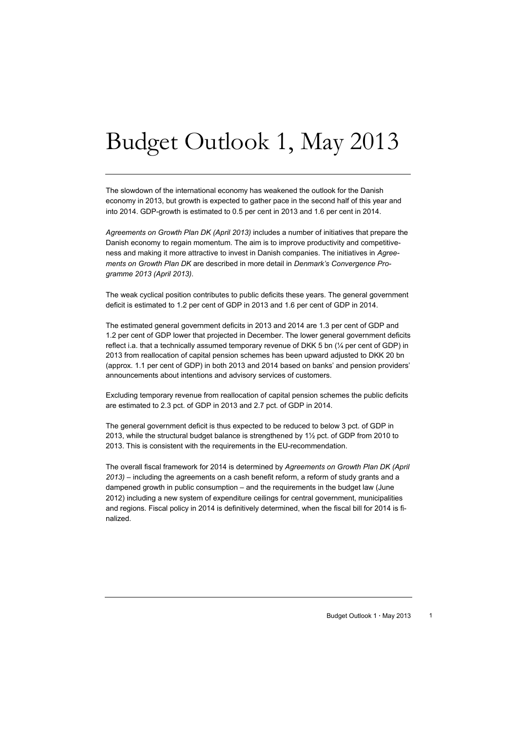# Budget Outlook 1, May 2013

The slowdown of the international economy has weakened the outlook for the Danish economy in 2013, but growth is expected to gather pace in the second half of this year and into 2014. GDP-growth is estimated to 0.5 per cent in 2013 and 1.6 per cent in 2014.

*Agreements on Growth Plan DK (April 2013)* includes a number of initiatives that prepare the Danish economy to regain momentum. The aim is to improve productivity and competitiveness and making it more attractive to invest in Danish companies. The initiatives in *Agreements on Growth Plan DK* are described in more detail in *Denmark's Convergence Programme 2013 (April 2013)*.

The weak cyclical position contributes to public deficits these years. The general government deficit is estimated to 1.2 per cent of GDP in 2013 and 1.6 per cent of GDP in 2014.

The estimated general government deficits in 2013 and 2014 are 1.3 per cent of GDP and 1.2 per cent of GDP lower that projected in December. The lower general government deficits reflect i.a. that a technically assumed temporary revenue of DKK 5 bn (¼ per cent of GDP) in 2013 from reallocation of capital pension schemes has been upward adjusted to DKK 20 bn (approx. 1.1 per cent of GDP) in both 2013 and 2014 based on banks' and pension providers' announcements about intentions and advisory services of customers.

Excluding temporary revenue from reallocation of capital pension schemes the public deficits are estimated to 2.3 pct. of GDP in 2013 and 2.7 pct. of GDP in 2014.

The general government deficit is thus expected to be reduced to below 3 pct. of GDP in 2013, while the structural budget balance is strengthened by 1½ pct. of GDP from 2010 to 2013. This is consistent with the requirements in the EU-recommendation.

The overall fiscal framework for 2014 is determined by *Agreements on Growth Plan DK (April 2013)* – including the agreements on a cash benefit reform, a reform of study grants and a dampened growth in public consumption – and the requirements in the budget law (June 2012) including a new system of expenditure ceilings for central government, municipalities and regions. Fiscal policy in 2014 is definitively determined, when the fiscal bill for 2014 is finalized.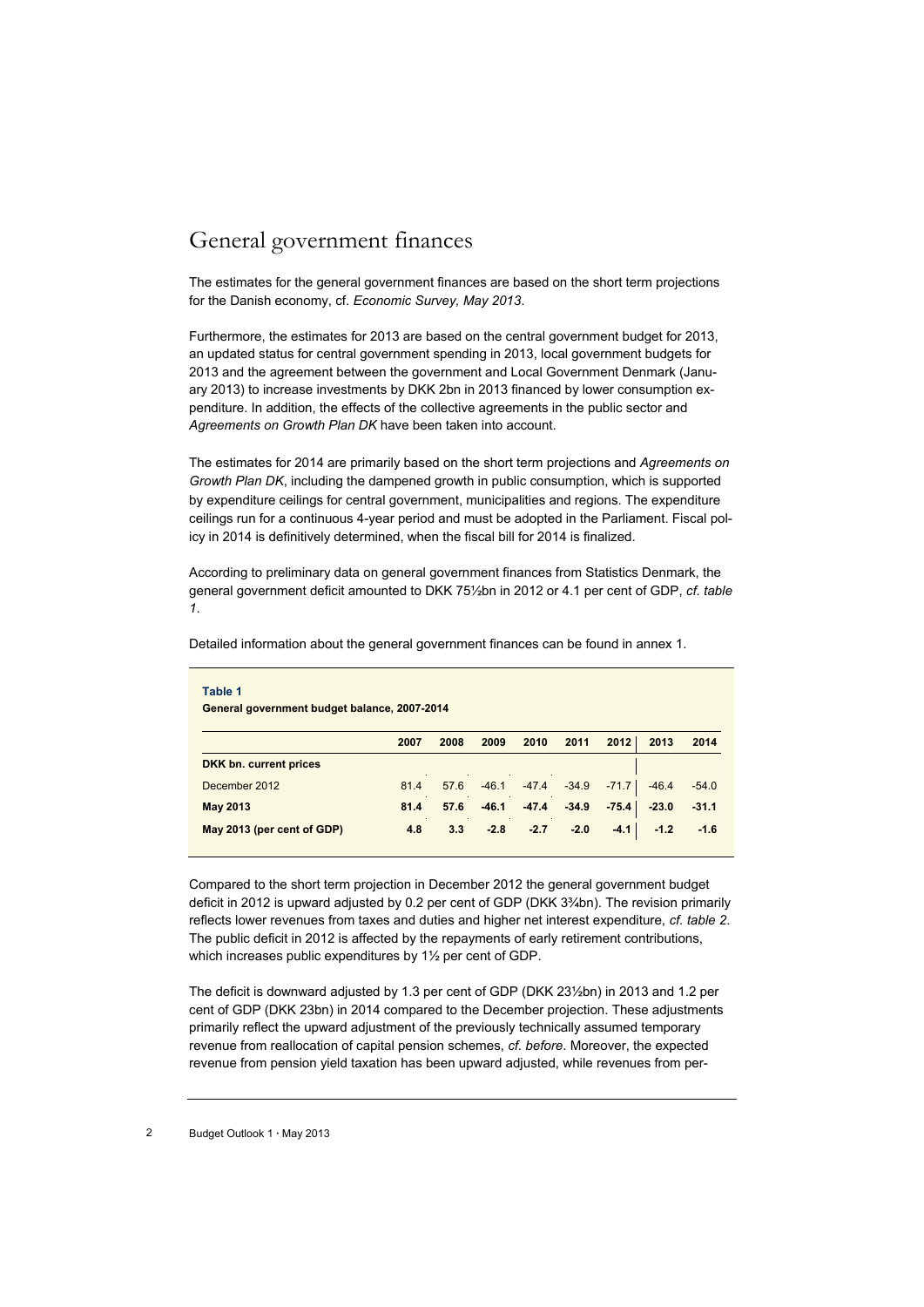# General government finances

The estimates for the general government finances are based on the short term projections for the Danish economy, cf. *Economic Survey, May 2013*.

Furthermore, the estimates for 2013 are based on the central government budget for 2013, an updated status for central government spending in 2013, local government budgets for 2013 and the agreement between the government and Local Government Denmark (January 2013) to increase investments by DKK 2bn in 2013 financed by lower consumption expenditure. In addition, the effects of the collective agreements in the public sector and *Agreements on Growth Plan DK* have been taken into account.

The estimates for 2014 are primarily based on the short term projections and *Agreements on Growth Plan DK*, including the dampened growth in public consumption, which is supported by expenditure ceilings for central government, municipalities and regions. The expenditure ceilings run for a continuous 4-year period and must be adopted in the Parliament. Fiscal policy in 2014 is definitively determined, when the fiscal bill for 2014 is finalized.

According to preliminary data on general government finances from Statistics Denmark, the general government deficit amounted to DKK 75½bn in 2012 or 4.1 per cent of GDP, *cf. table 1*.

Detailed information about the general government finances can be found in annex 1.

**Table 1**
**General government budget balance, 2007-2014**

| | 2007 | 2008 | 2009 | 2010 | 2011 | 2012 | 2013 | 2014 |
|---|---|---|---|---|---|---|---|---|
| **DKK bn. current prices** | | | | | | | | |
| December 2012 | 81.4 | 57.6 | -46.1 | -47.4 | -34.9 | -71.7 | -46.4 | -54.0 |
| **May 2013** | **81.4** | **57.6** | **-46.1** | **-47.4** | **-34.9** | **-75.4** | **-23.0** | **-31.1** |
| **May 2013 (per cent of GDP)** | **4.8** | **3.3** | **-2.8** | **-2.7** | **-2.0** | **-4.1** | **-1.2** | **-1.6** |

Compared to the short term projection in December 2012 the general government budget deficit in 2012 is upward adjusted by 0.2 per cent of GDP (DKK 3¾bn). The revision primarily reflects lower revenues from taxes and duties and higher net interest expenditure, *cf. table 2*. The public deficit in 2012 is affected by the repayments of early retirement contributions, which increases public expenditures by 1½ per cent of GDP.

The deficit is downward adjusted by 1.3 per cent of GDP (DKK 23½bn) in 2013 and 1.2 per cent of GDP (DKK 23bn) in 2014 compared to the December projection. These adjustments primarily reflect the upward adjustment of the previously technically assumed temporary revenue from reallocation of capital pension schemes, *cf. before*. Moreover, the expected revenue from pension yield taxation has been upward adjusted, while revenues from per-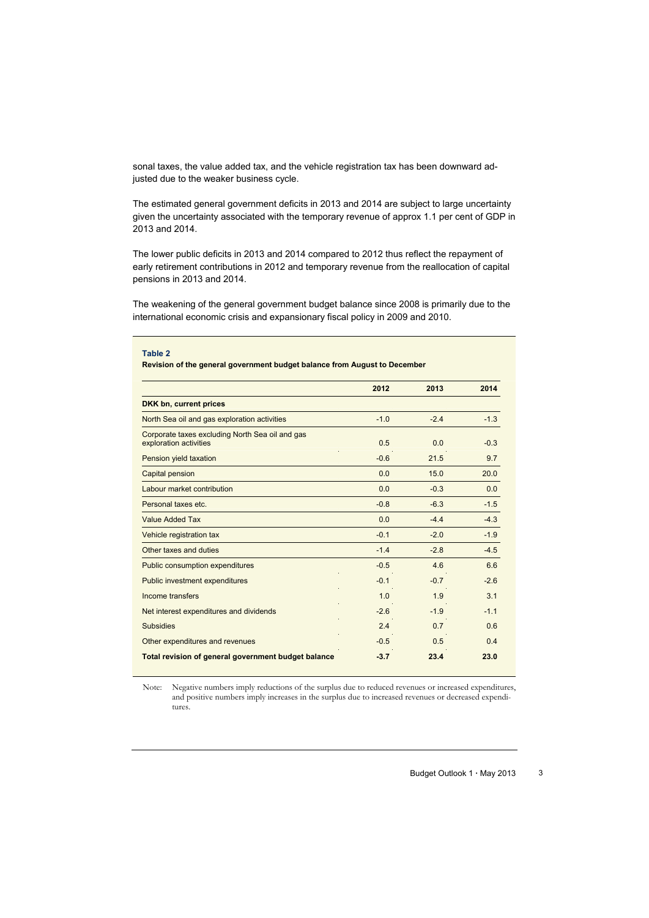sonal taxes, the value added tax, and the vehicle registration tax has been downward adjusted due to the weaker business cycle.

The estimated general government deficits in 2013 and 2014 are subject to large uncertainty given the uncertainty associated with the temporary revenue of approx 1.1 per cent of GDP in 2013 and 2014.

The lower public deficits in 2013 and 2014 compared to 2012 thus reflect the repayment of early retirement contributions in 2012 and temporary revenue from the reallocation of capital pensions in 2013 and 2014.

The weakening of the general government budget balance since 2008 is primarily due to the international economic crisis and expansionary fiscal policy in 2009 and 2010.

**Table 2**

**Revision of the general government budget balance from August to December**

| | 2012 | 2013 | 2014 |
|---|---|---|---|
| **DKK bn, current prices** | | | |
| North Sea oil and gas exploration activities | -1.0 | -2.4 | -1.3 |
| Corporate taxes excluding North Sea oil and gas exploration activities | 0.5 | 0.0 | -0.3 |
| Pension yield taxation | -0.6 | 21.5 | 9.7 |
| Capital pension | 0.0 | 15.0 | 20.0 |
| Labour market contribution | 0.0 | -0.3 | 0.0 |
| Personal taxes etc. | -0.8 | -6.3 | -1.5 |
| Value Added Tax | 0.0 | -4.4 | -4.3 |
| Vehicle registration tax | -0.1 | -2.0 | -1.9 |
| Other taxes and duties | -1.4 | -2.8 | -4.5 |
| Public consumption expenditures | -0.5 | 4.6 | 6.6 |
| Public investment expenditures | -0.1 | -0.7 | -2.6 |
| Income transfers | 1.0 | 1.9 | 3.1 |
| Net interest expenditures and dividends | -2.6 | -1.9 | -1.1 |
| Subsidies | 2.4 | 0.7 | 0.6 |
| Other expenditures and revenues | -0.5 | 0.5 | 0.4 |
| **Total revision of general government budget balance** | **-3.7** | **23.4** | **23.0** |

Note: Negative numbers imply reductions of the surplus due to reduced revenues or increased expenditures, and positive numbers imply increases in the surplus due to increased revenues or decreased expenditures.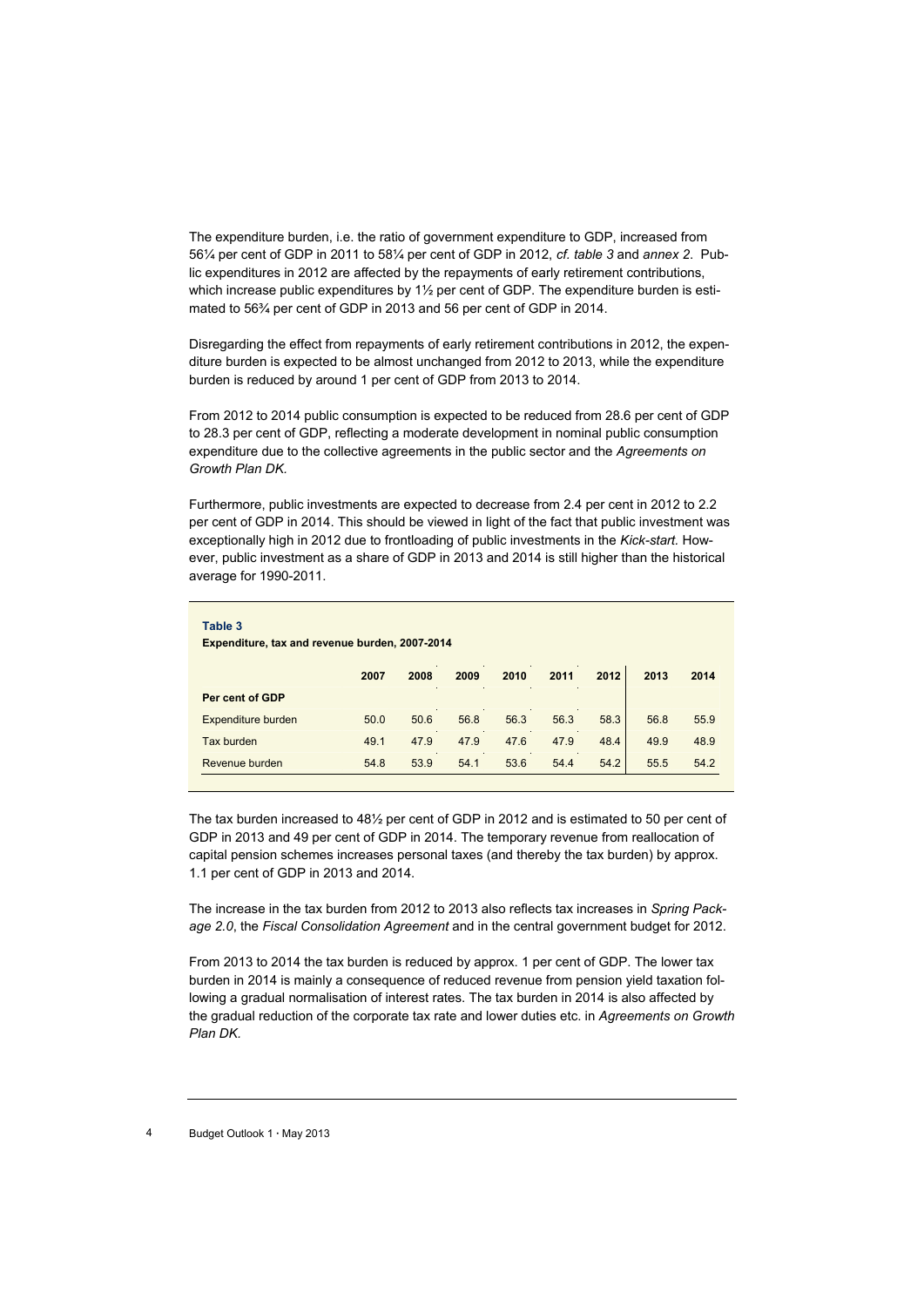The expenditure burden, i.e. the ratio of government expenditure to GDP, increased from 56¼ per cent of GDP in 2011 to 58¼ per cent of GDP in 2012, *cf. table 3* and *annex 2*. Public expenditures in 2012 are affected by the repayments of early retirement contributions, which increase public expenditures by 1½ per cent of GDP. The expenditure burden is estimated to 56¾ per cent of GDP in 2013 and 56 per cent of GDP in 2014.

Disregarding the effect from repayments of early retirement contributions in 2012, the expenditure burden is expected to be almost unchanged from 2012 to 2013, while the expenditure burden is reduced by around 1 per cent of GDP from 2013 to 2014.

From 2012 to 2014 public consumption is expected to be reduced from 28.6 per cent of GDP to 28.3 per cent of GDP, reflecting a moderate development in nominal public consumption expenditure due to the collective agreements in the public sector and the *Agreements on Growth Plan DK.*

Furthermore, public investments are expected to decrease from 2.4 per cent in 2012 to 2.2 per cent of GDP in 2014. This should be viewed in light of the fact that public investment was exceptionally high in 2012 due to frontloading of public investments in the *Kick-start.* However, public investment as a share of GDP in 2013 and 2014 is still higher than the historical average for 1990-2011.

**Table 3**
**Expenditure, tax and revenue burden, 2007-2014**

| | 2007 | 2008 | 2009 | 2010 | 2011 | 2012 | 2013 | 2014 |
|---|---|---|---|---|---|---|---|---|
| **Per cent of GDP** | | | | | | | | |
| Expenditure burden | 50.0 | 50.6 | 56.8 | 56.3 | 56.3 | 58.3 | 56.8 | 55.9 |
| Tax burden | 49.1 | 47.9 | 47.9 | 47.6 | 47.9 | 48.4 | 49.9 | 48.9 |
| Revenue burden | 54.8 | 53.9 | 54.1 | 53.6 | 54.4 | 54.2 | 55.5 | 54.2 |

The tax burden increased to 48½ per cent of GDP in 2012 and is estimated to 50 per cent of GDP in 2013 and 49 per cent of GDP in 2014. The temporary revenue from reallocation of capital pension schemes increases personal taxes (and thereby the tax burden) by approx. 1.1 per cent of GDP in 2013 and 2014.

The increase in the tax burden from 2012 to 2013 also reflects tax increases in *Spring Package 2.0*, the *Fiscal Consolidation Agreement* and in the central government budget for 2012.

From 2013 to 2014 the tax burden is reduced by approx. 1 per cent of GDP. The lower tax burden in 2014 is mainly a consequence of reduced revenue from pension yield taxation following a gradual normalisation of interest rates. The tax burden in 2014 is also affected by the gradual reduction of the corporate tax rate and lower duties etc. in *Agreements on Growth Plan DK.*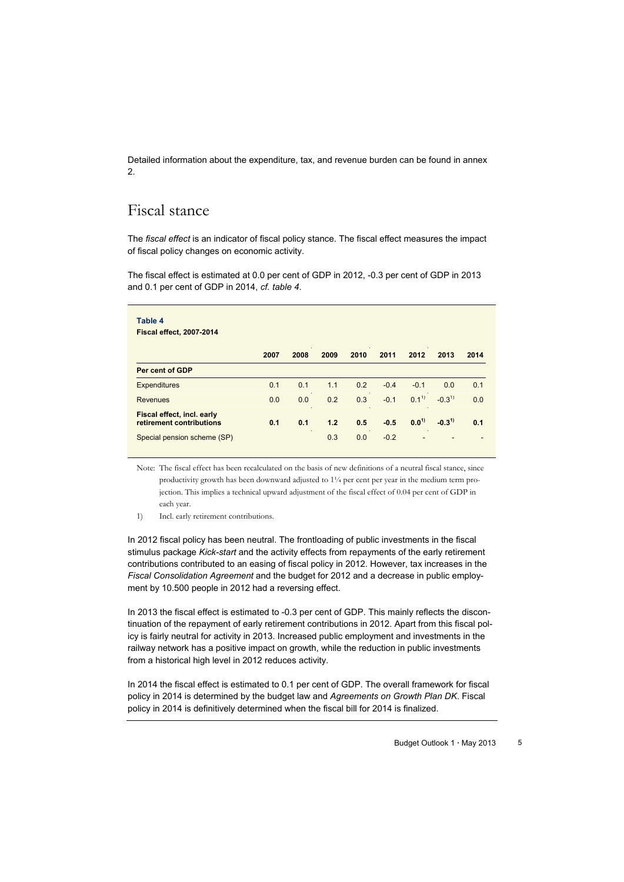Detailed information about the expenditure, tax, and revenue burden can be found in annex 2.

# Fiscal stance

The *fiscal effect* is an indicator of fiscal policy stance. The fiscal effect measures the impact of fiscal policy changes on economic activity.

The fiscal effect is estimated at 0.0 per cent of GDP in 2012, -0.3 per cent of GDP in 2013 and 0.1 per cent of GDP in 2014, *cf. table 4*.

**Table 4**
**Fiscal effect, 2007-2014**

| | 2007 | 2008 | 2009 | 2010 | 2011 | 2012 | 2013 | 2014 |
|---|---|---|---|---|---|---|---|---|
| **Per cent of GDP** | | | | | | | | |
| Expenditures | 0.1 | 0.1 | 1.1 | 0.2 | -0.4 | -0.1 | 0.0 | 0.1 |
| Revenues | 0.0 | 0.0 | 0.2 | 0.3 | -0.1 | 0.1[1)] | -0.3[1)] | 0.0 |
| **Fiscal effect, incl. early retirement contributions** | **0.1** | **0.1** | **1.2** | **0.5** | **-0.5** | **0.0[1)]** | **-0.3[1)]** | **0.1** |
| Special pension scheme (SP) | | | 0.3 | 0.0 | -0.2 | - | - | - |

Note: The fiscal effect has been recalculated on the basis of new definitions of a neutral fiscal stance, since productivity growth has been downward adjusted to 1¼ per cent per year in the medium term projection. This implies a technical upward adjustment of the fiscal effect of 0.04 per cent of GDP in each year.

1) Incl. early retirement contributions.

In 2012 fiscal policy has been neutral. The frontloading of public investments in the fiscal stimulus package *Kick-start* and the activity effects from repayments of the early retirement contributions contributed to an easing of fiscal policy in 2012. However, tax increases in the *Fiscal Consolidation Agreement* and the budget for 2012 and a decrease in public employment by 10.500 people in 2012 had a reversing effect.

In 2013 the fiscal effect is estimated to -0.3 per cent of GDP. This mainly reflects the discontinuation of the repayment of early retirement contributions in 2012. Apart from this fiscal policy is fairly neutral for activity in 2013. Increased public employment and investments in the railway network has a positive impact on growth, while the reduction in public investments from a historical high level in 2012 reduces activity.

In 2014 the fiscal effect is estimated to 0.1 per cent of GDP. The overall framework for fiscal policy in 2014 is determined by the budget law and *Agreements on Growth Plan DK*. Fiscal policy in 2014 is definitively determined when the fiscal bill for 2014 is finalized.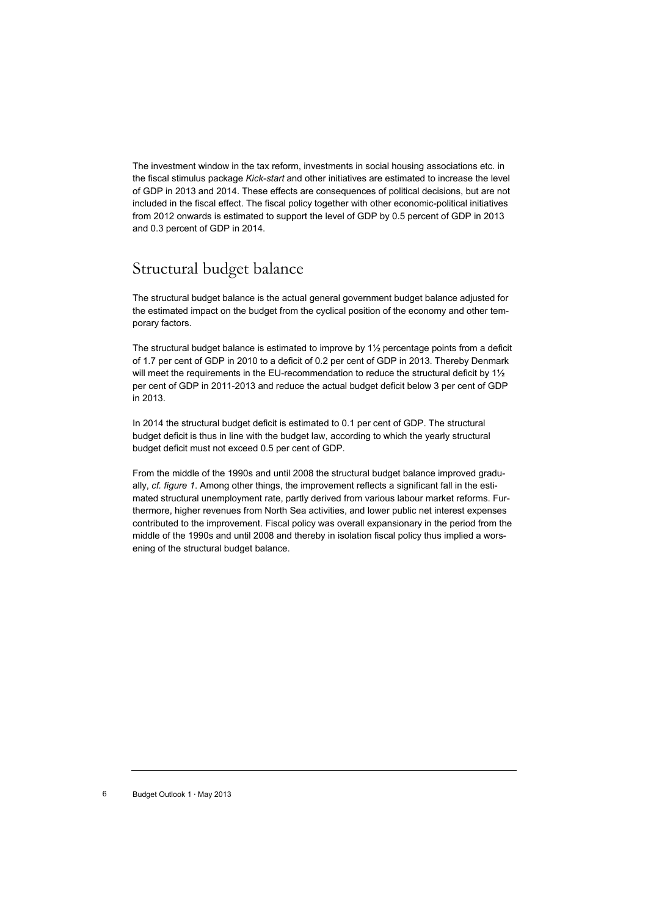The investment window in the tax reform, investments in social housing associations etc. in the fiscal stimulus package *Kick-start* and other initiatives are estimated to increase the level of GDP in 2013 and 2014. These effects are consequences of political decisions, but are not included in the fiscal effect. The fiscal policy together with other economic-political initiatives from 2012 onwards is estimated to support the level of GDP by 0.5 percent of GDP in 2013 and 0.3 percent of GDP in 2014.

## Structural budget balance

The structural budget balance is the actual general government budget balance adjusted for the estimated impact on the budget from the cyclical position of the economy and other temporary factors.

The structural budget balance is estimated to improve by 1½ percentage points from a deficit of 1.7 per cent of GDP in 2010 to a deficit of 0.2 per cent of GDP in 2013. Thereby Denmark will meet the requirements in the EU-recommendation to reduce the structural deficit by 1½ per cent of GDP in 2011-2013 and reduce the actual budget deficit below 3 per cent of GDP in 2013.

In 2014 the structural budget deficit is estimated to 0.1 per cent of GDP. The structural budget deficit is thus in line with the budget law, according to which the yearly structural budget deficit must not exceed 0.5 per cent of GDP.

From the middle of the 1990s and until 2008 the structural budget balance improved gradually, *cf. figure 1*. Among other things, the improvement reflects a significant fall in the estimated structural unemployment rate, partly derived from various labour market reforms. Furthermore, higher revenues from North Sea activities, and lower public net interest expenses contributed to the improvement. Fiscal policy was overall expansionary in the period from the middle of the 1990s and until 2008 and thereby in isolation fiscal policy thus implied a worsening of the structural budget balance.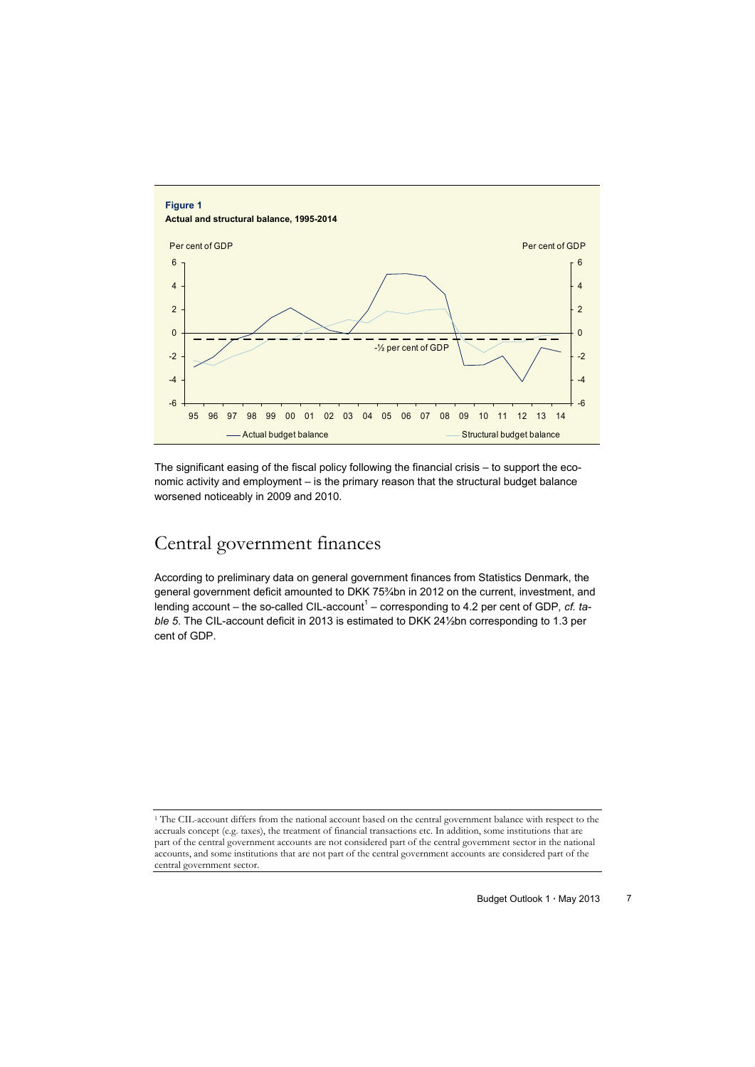**Figure 1**
**Actual and structural balance, 1995-2014**

The significant easing of the fiscal policy following the financial crisis – to support the economic activity and employment – is the primary reason that the structural budget balance worsened noticeably in 2009 and 2010.

## Central government finances

According to preliminary data on general government finances from Statistics Denmark, the general government deficit amounted to DKK 75¾bn in 2012 on the current, investment, and lending account – the so-called CIL-account[1] – corresponding to 4.2 per cent of GDP, *cf. table 5*. The CIL-account deficit in 2013 is estimated to DKK 24½bn corresponding to 1.3 per cent of GDP.

---

[1] The CIL-account differs from the national account based on the central government balance with respect to the accruals concept (e.g. taxes), the treatment of financial transactions etc. In addition, some institutions that are part of the central government accounts are not considered part of the central government sector in the national accounts, and some institutions that are not part of the central government accounts are considered part of the central government sector.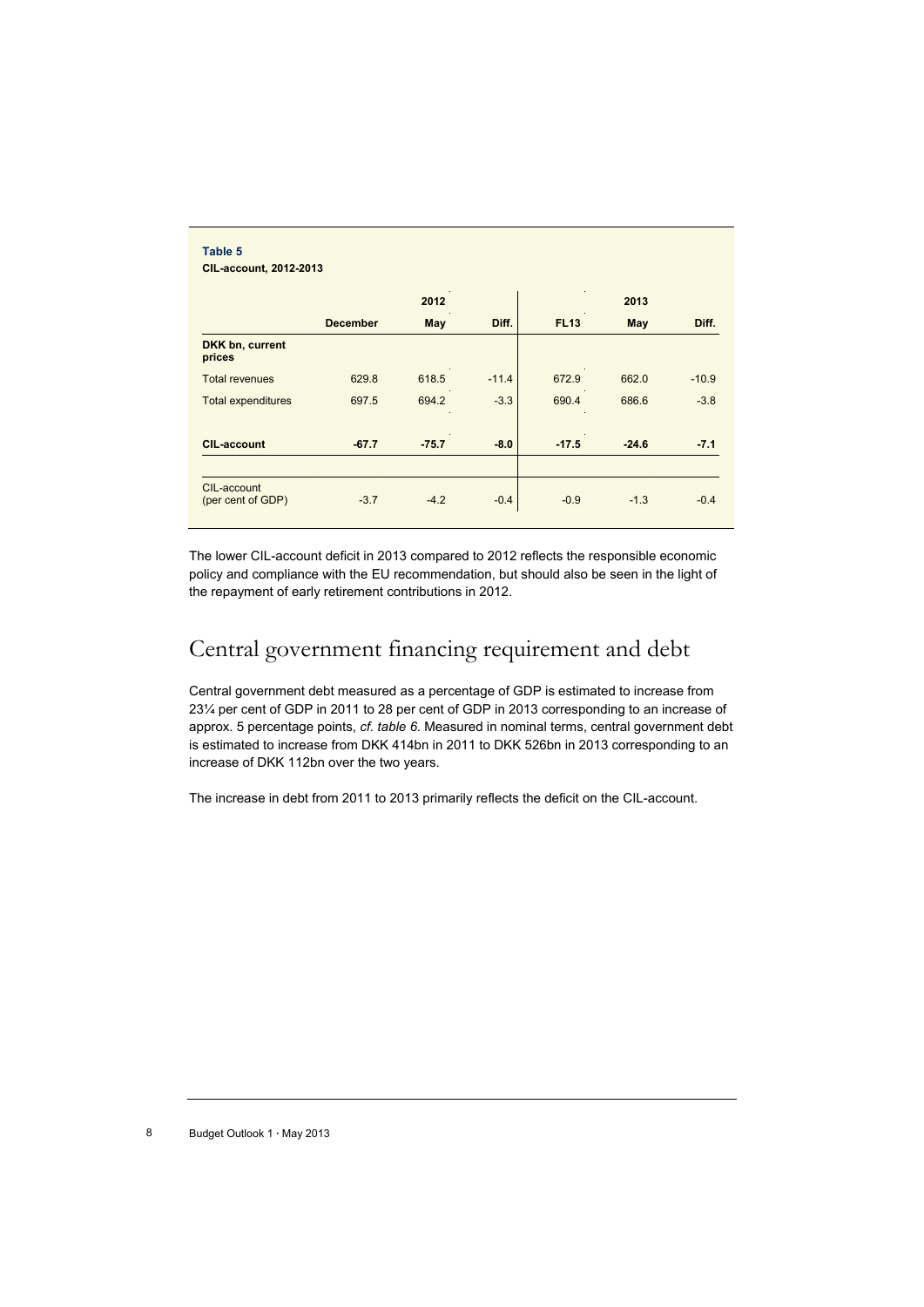**Table 5**
**CIL-account, 2012-2013**

| | 2012 | | | 2013 | | |
|---|---|---|---|---|---|---|
| | **December** | **May** | **Diff.** | **FL13** | **May** | **Diff.** |
| **DKK bn, current prices** | | | | | | |
| Total revenues | 629.8 | 618.5 | -11.4 | 672.9 | 662.0 | -10.9 |
| Total expenditures | 697.5 | 694.2 | -3.3 | 690.4 | 686.6 | -3.8 |
| **CIL-account** | **-67.7** | **-75.7** | **-8.0** | **-17.5** | **-24.6** | **-7.1** |
| CIL-account (per cent of GDP) | -3.7 | -4.2 | -0.4 | -0.9 | -1.3 | -0.4 |

The lower CIL-account deficit in 2013 compared to 2012 reflects the responsible economic policy and compliance with the EU recommendation, but should also be seen in the light of the repayment of early retirement contributions in 2012.

## Central government financing requirement and debt

Central government debt measured as a percentage of GDP is estimated to increase from 23¼ per cent of GDP in 2011 to 28 per cent of GDP in 2013 corresponding to an increase of approx. 5 percentage points, *cf. table 6*. Measured in nominal terms, central government debt is estimated to increase from DKK 414bn in 2011 to DKK 526bn in 2013 corresponding to an increase of DKK 112bn over the two years.

The increase in debt from 2011 to 2013 primarily reflects the deficit on the CIL-account.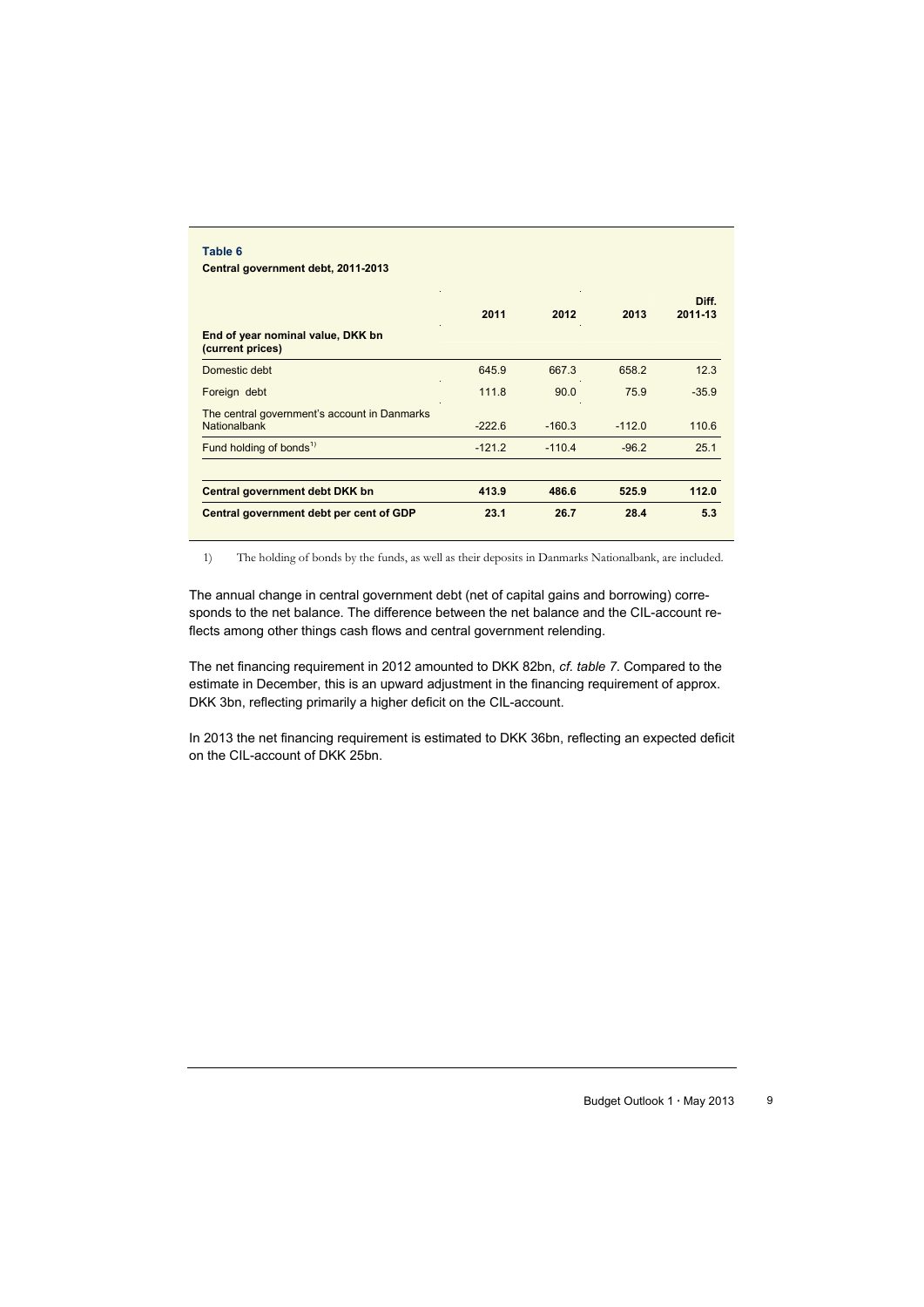**Table 6**

**Central government debt, 2011-2013**

| End of year nominal value, DKK bn (current prices) | 2011 | 2012 | 2013 | Diff. 2011-13 |
|---|---|---|---|---|
| Domestic debt | 645.9 | 667.3 | 658.2 | 12.3 |
| Foreign debt | 111.8 | 90.0 | 75.9 | -35.9 |
| The central government's account in Danmarks Nationalbank | -222.6 | -160.3 | -112.0 | 110.6 |
| Fund holding of bonds[1)] | -121.2 | -110.4 | -96.2 | 25.1 |
| **Central government debt DKK bn** | **413.9** | **486.6** | **525.9** | **112.0** |
| **Central government debt per cent of GDP** | **23.1** | **26.7** | **28.4** | **5.3** |

1) The holding of bonds by the funds, as well as their deposits in Danmarks Nationalbank, are included.

The annual change in central government debt (net of capital gains and borrowing) corresponds to the net balance. The difference between the net balance and the CIL-account reflects among other things cash flows and central government relending.

The net financing requirement in 2012 amounted to DKK 82bn, *cf. table 7*. Compared to the estimate in December, this is an upward adjustment in the financing requirement of approx. DKK 3bn, reflecting primarily a higher deficit on the CIL-account.

In 2013 the net financing requirement is estimated to DKK 36bn, reflecting an expected deficit on the CIL-account of DKK 25bn.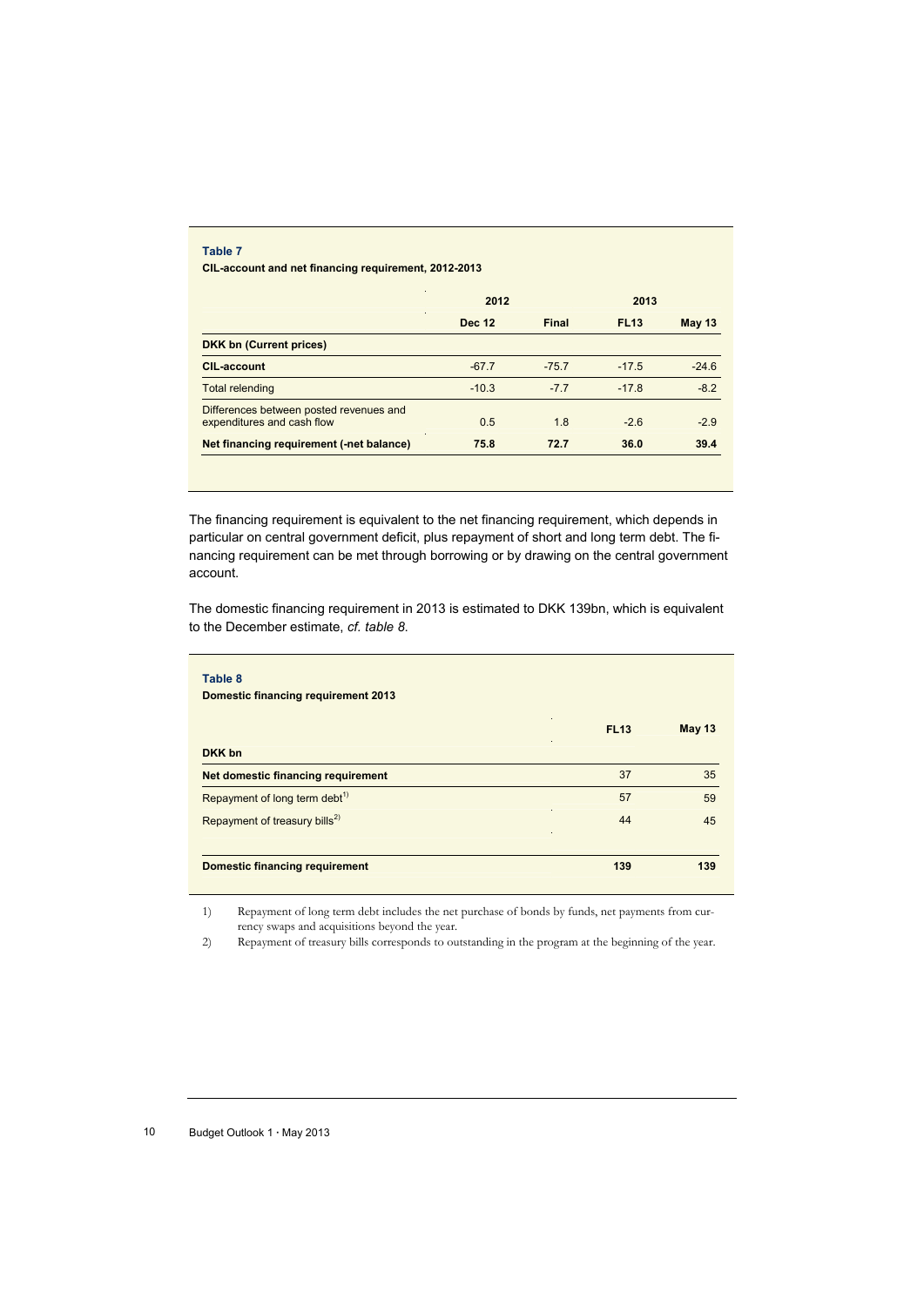**Table 7**

**CIL-account and net financing requirement, 2012-2013**

| | 2012 | | 2013 | |
|---|---|---|---|---|
| | **Dec 12** | **Final** | **FL13** | **May 13** |
| **DKK bn (Current prices)** | | | | |
| **CIL-account** | -67.7 | -75.7 | -17.5 | -24.6 |
| Total relending | -10.3 | -7.7 | -17.8 | -8.2 |
| Differences between posted revenues and expenditures and cash flow | 0.5 | 1.8 | -2.6 | -2.9 |
| **Net financing requirement (-net balance)** | **75.8** | **72.7** | **36.0** | **39.4** |

The financing requirement is equivalent to the net financing requirement, which depends in particular on central government deficit, plus repayment of short and long term debt. The financing requirement can be met through borrowing or by drawing on the central government account.

The domestic financing requirement in 2013 is estimated to DKK 139bn, which is equivalent to the December estimate, *cf. table 8*.

**Table 8**

**Domestic financing requirement 2013**

| | **FL13** | **May 13** |
|---|---|---|
| **DKK bn** | | |
| **Net domestic financing requirement** | 37 | 35 |
| Repayment of long term debt[1)] | 57 | 59 |
| Repayment of treasury bills[2)] | 44 | 45 |
| **Domestic financing requirement** | **139** | **139** |

1) Repayment of long term debt includes the net purchase of bonds by funds, net payments from currency swaps and acquisitions beyond the year.

2) Repayment of treasury bills corresponds to outstanding in the program at the beginning of the year.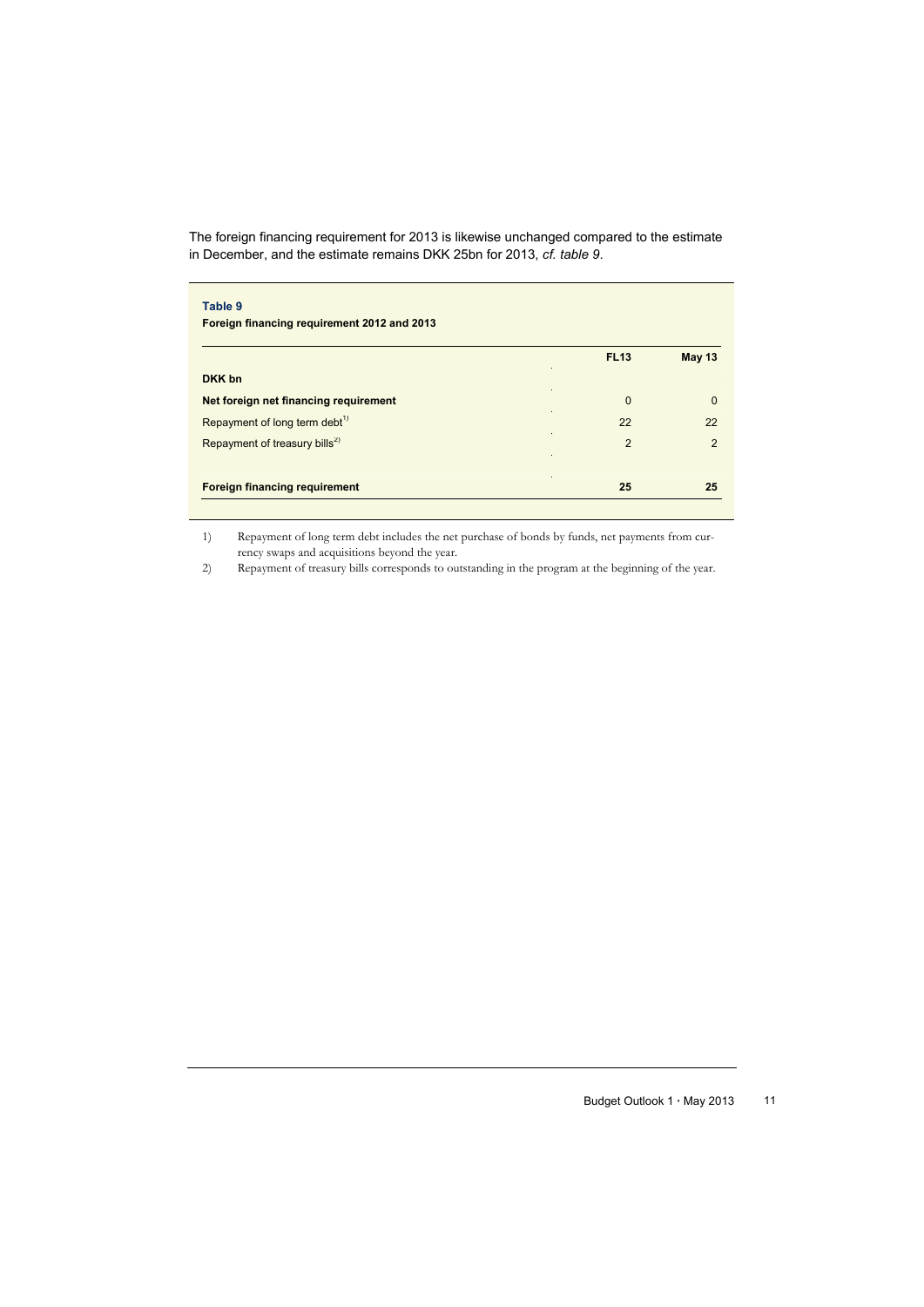The foreign financing requirement for 2013 is likewise unchanged compared to the estimate in December, and the estimate remains DKK 25bn for 2013, *cf. table 9*.

**Table 9**

**Foreign financing requirement 2012 and 2013**

| | **FL13** | **May 13** |
|---|---|---|
| **DKK bn** | | |
| **Net foreign net financing requirement** | 0 | 0 |
| Repayment of long term debt[1)] | 22 | 22 |
| Repayment of treasury bills[2)] | 2 | 2 |
| **Foreign financing requirement** | **25** | **25** |

1) Repayment of long term debt includes the net purchase of bonds by funds, net payments from currency swaps and acquisitions beyond the year.

2) Repayment of treasury bills corresponds to outstanding in the program at the beginning of the year.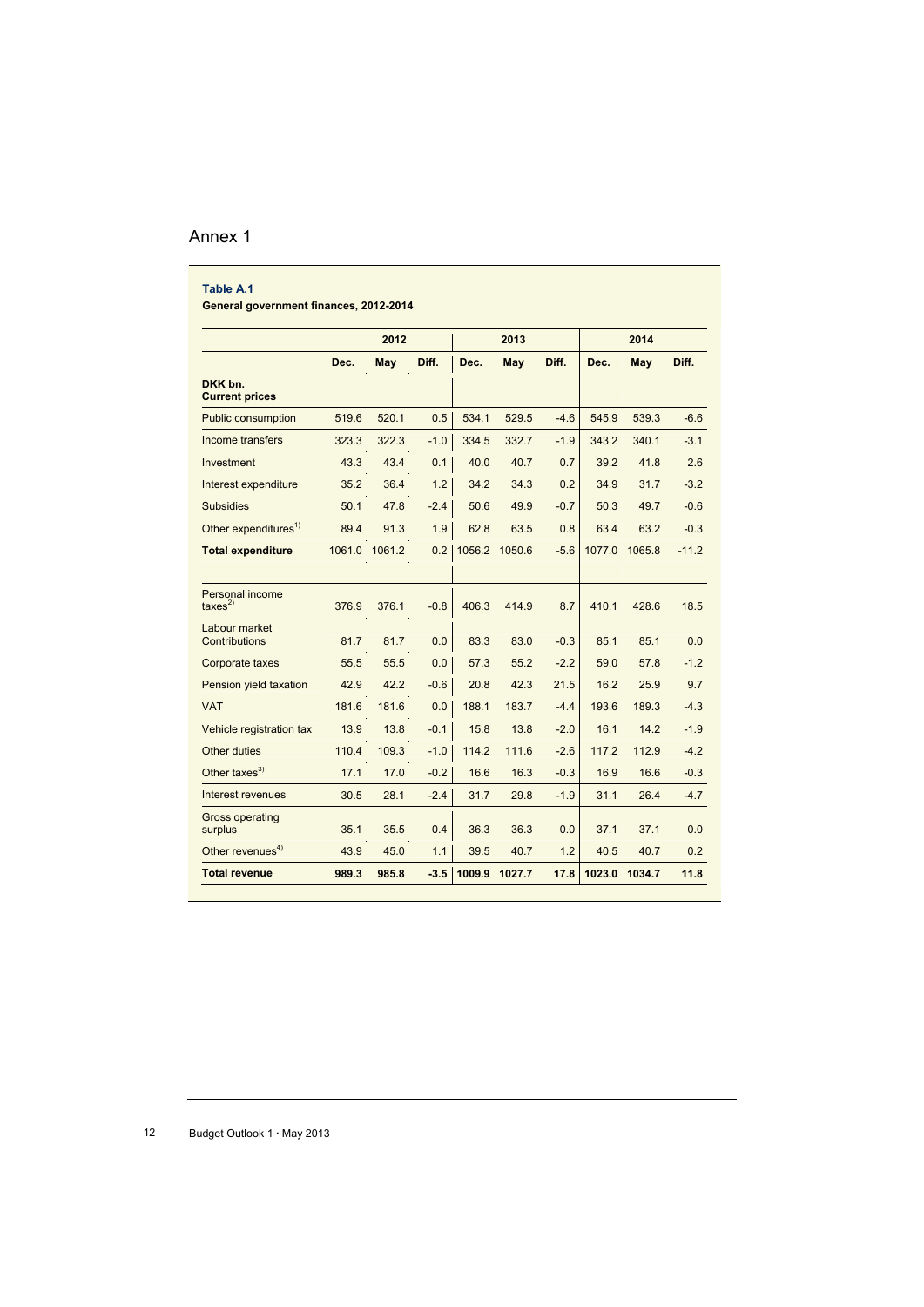# Annex 1

**Table A.1**

**General government finances, 2012-2014**

| | 2012 | | | 2013 | | | 2014 | | |
|---|---|---|---|---|---|---|---|---|---|
| | Dec. | May | Diff. | Dec. | May | Diff. | Dec. | May | Diff. |
| **DKK bn. Current prices** | | | | | | | | | |
| Public consumption | 519.6 | 520.1 | 0.5 | 534.1 | 529.5 | -4.6 | 545.9 | 539.3 | -6.6 |
| Income transfers | 323.3 | 322.3 | -1.0 | 334.5 | 332.7 | -1.9 | 343.2 | 340.1 | -3.1 |
| Investment | 43.3 | 43.4 | 0.1 | 40.0 | 40.7 | 0.7 | 39.2 | 41.8 | 2.6 |
| Interest expenditure | 35.2 | 36.4 | 1.2 | 34.2 | 34.3 | 0.2 | 34.9 | 31.7 | -3.2 |
| Subsidies | 50.1 | 47.8 | -2.4 | 50.6 | 49.9 | -0.7 | 50.3 | 49.7 | -0.6 |
| Other expenditures[1] | 89.4 | 91.3 | 1.9 | 62.8 | 63.5 | 0.8 | 63.4 | 63.2 | -0.3 |
| **Total expenditure** | 1061.0 | 1061.2 | 0.2 | 1056.2 | 1050.6 | -5.6 | 1077.0 | 1065.8 | -11.2 |
| | | | | | | | | | |
| Personal income taxes[2] | 376.9 | 376.1 | -0.8 | 406.3 | 414.9 | 8.7 | 410.1 | 428.6 | 18.5 |
| Labour market Contributions | 81.7 | 81.7 | 0.0 | 83.3 | 83.0 | -0.3 | 85.1 | 85.1 | 0.0 |
| Corporate taxes | 55.5 | 55.5 | 0.0 | 57.3 | 55.2 | -2.2 | 59.0 | 57.8 | -1.2 |
| Pension yield taxation | 42.9 | 42.2 | -0.6 | 20.8 | 42.3 | 21.5 | 16.2 | 25.9 | 9.7 |
| VAT | 181.6 | 181.6 | 0.0 | 188.1 | 183.7 | -4.4 | 193.6 | 189.3 | -4.3 |
| Vehicle registration tax | 13.9 | 13.8 | -0.1 | 15.8 | 13.8 | -2.0 | 16.1 | 14.2 | -1.9 |
| Other duties | 110.4 | 109.3 | -1.0 | 114.2 | 111.6 | -2.6 | 117.2 | 112.9 | -4.2 |
| Other taxes[3] | 17.1 | 17.0 | -0.2 | 16.6 | 16.3 | -0.3 | 16.9 | 16.6 | -0.3 |
| Interest revenues | 30.5 | 28.1 | -2.4 | 31.7 | 29.8 | -1.9 | 31.1 | 26.4 | -4.7 |
| Gross operating surplus | 35.1 | 35.5 | 0.4 | 36.3 | 36.3 | 0.0 | 37.1 | 37.1 | 0.0 |
| Other revenues[4] | 43.9 | 45.0 | 1.1 | 39.5 | 40.7 | 1.2 | 40.5 | 40.7 | 0.2 |
| **Total revenue** | **989.3** | **985.8** | **-3.5** | **1009.9** | **1027.7** | **17.8** | **1023.0** | **1034.7** | **11.8** |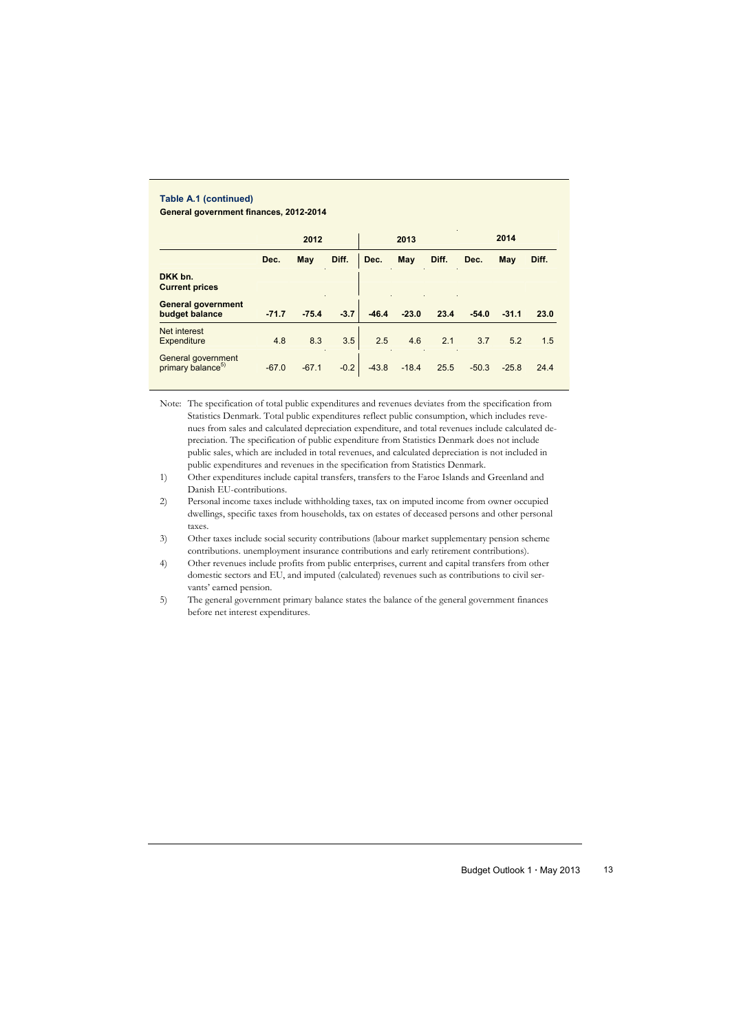**Table A.1 (continued)**

**General government finances, 2012-2014**

| | 2012 | | | 2013 | | | 2014 | | |
|---|---|---|---|---|---|---|---|---|---|
| | **Dec.** | **May** | **Diff.** | **Dec.** | **May** | **Diff.** | **Dec.** | **May** | **Diff.** |
| **DKK bn. Current prices** | | | | | | | | | |
| **General government budget balance** | **-71.7** | **-75.4** | **-3.7** | **-46.4** | **-23.0** | **23.4** | **-54.0** | **-31.1** | **23.0** |
| Net interest Expenditure | 4.8 | 8.3 | 3.5 | 2.5 | 4.6 | 2.1 | 3.7 | 5.2 | 1.5 |
| General government primary balance[5] | -67.0 | -67.1 | -0.2 | -43.8 | -18.4 | 25.5 | -50.3 | -25.8 | 24.4 |

Note: The specification of total public expenditures and revenues deviates from the specification from Statistics Denmark. Total public expenditures reflect public consumption, which includes revenues from sales and calculated depreciation expenditure, and total revenues include calculated depreciation. The specification of public expenditure from Statistics Denmark does not include public sales, which are included in total revenues, and calculated depreciation is not included in public expenditures and revenues in the specification from Statistics Denmark.

1) Other expenditures include capital transfers, transfers to the Faroe Islands and Greenland and Danish EU-contributions.

2) Personal income taxes include withholding taxes, tax on imputed income from owner occupied dwellings, specific taxes from households, tax on estates of deceased persons and other personal taxes.

3) Other taxes include social security contributions (labour market supplementary pension scheme contributions. unemployment insurance contributions and early retirement contributions).

4) Other revenues include profits from public enterprises, current and capital transfers from other domestic sectors and EU, and imputed (calculated) revenues such as contributions to civil servants' earned pension.

5) The general government primary balance states the balance of the general government finances before net interest expenditures.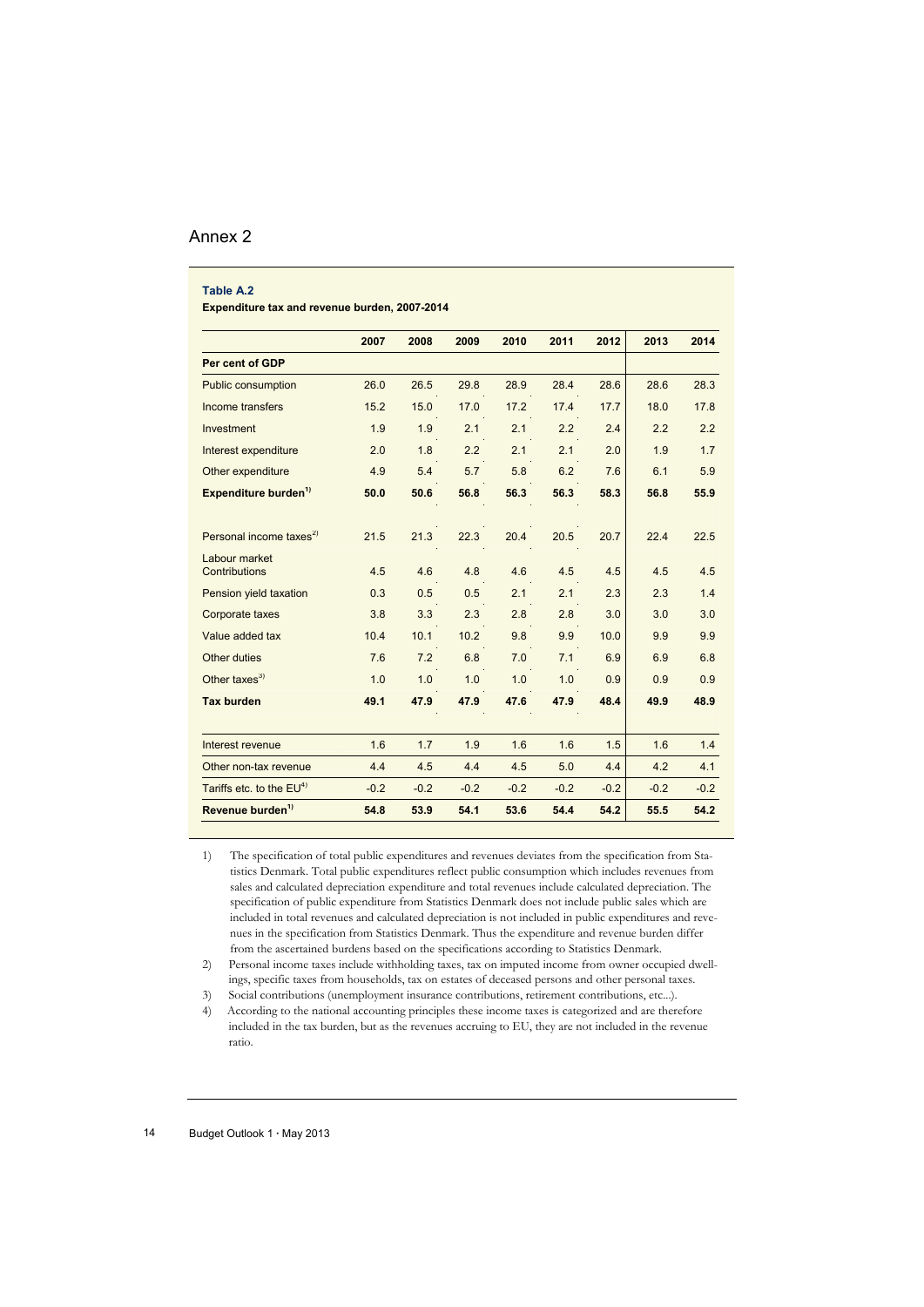# Annex 2

**Table A.2**

**Expenditure tax and revenue burden, 2007-2014**

| | 2007 | 2008 | 2009 | 2010 | 2011 | 2012 | 2013 | 2014 |
|---|---|---|---|---|---|---|---|---|
| **Per cent of GDP** | | | | | | | | |
| Public consumption | 26.0 | 26.5 | 29.8 | 28.9 | 28.4 | 28.6 | 28.6 | 28.3 |
| Income transfers | 15.2 | 15.0 | 17.0 | 17.2 | 17.4 | 17.7 | 18.0 | 17.8 |
| Investment | 1.9 | 1.9 | 2.1 | 2.1 | 2.2 | 2.4 | 2.2 | 2.2 |
| Interest expenditure | 2.0 | 1.8 | 2.2 | 2.1 | 2.1 | 2.0 | 1.9 | 1.7 |
| Other expenditure | 4.9 | 5.4 | 5.7 | 5.8 | 6.2 | 7.6 | 6.1 | 5.9 |
| **Expenditure burden[1)]** | **50.0** | **50.6** | **56.8** | **56.3** | **56.3** | **58.3** | **56.8** | **55.9** |
| | | | | | | | | |
| Personal income taxes[2)] | 21.5 | 21.3 | 22.3 | 20.4 | 20.5 | 20.7 | 22.4 | 22.5 |
| Labour market Contributions | 4.5 | 4.6 | 4.8 | 4.6 | 4.5 | 4.5 | 4.5 | 4.5 |
| Pension yield taxation | 0.3 | 0.5 | 0.5 | 2.1 | 2.1 | 2.3 | 2.3 | 1.4 |
| Corporate taxes | 3.8 | 3.3 | 2.3 | 2.8 | 2.8 | 3.0 | 3.0 | 3.0 |
| Value added tax | 10.4 | 10.1 | 10.2 | 9.8 | 9.9 | 10.0 | 9.9 | 9.9 |
| Other duties | 7.6 | 7.2 | 6.8 | 7.0 | 7.1 | 6.9 | 6.9 | 6.8 |
| Other taxes[3)] | 1.0 | 1.0 | 1.0 | 1.0 | 1.0 | 0.9 | 0.9 | 0.9 |
| **Tax burden** | **49.1** | **47.9** | **47.9** | **47.6** | **47.9** | **48.4** | **49.9** | **48.9** |
| | | | | | | | | |
| Interest revenue | 1.6 | 1.7 | 1.9 | 1.6 | 1.6 | 1.5 | 1.6 | 1.4 |
| Other non-tax revenue | 4.4 | 4.5 | 4.4 | 4.5 | 5.0 | 4.4 | 4.2 | 4.1 |
| Tariffs etc. to the EU[4)] | -0.2 | -0.2 | -0.2 | -0.2 | -0.2 | -0.2 | -0.2 | -0.2 |
| **Revenue burden[1)]** | **54.8** | **53.9** | **54.1** | **53.6** | **54.4** | **54.2** | **55.5** | **54.2** |

1) The specification of total public expenditures and revenues deviates from the specification from Statistics Denmark. Total public expenditures reflect public consumption which includes revenues from sales and calculated depreciation expenditure and total revenues include calculated depreciation. The specification of public expenditure from Statistics Denmark does not include public sales which are included in total revenues and calculated depreciation is not included in public expenditures and revenues in the specification from Statistics Denmark. Thus the expenditure and revenue burden differ from the ascertained burdens based on the specifications according to Statistics Denmark.

2) Personal income taxes include withholding taxes, tax on imputed income from owner occupied dwellings, specific taxes from households, tax on estates of deceased persons and other personal taxes.

3) Social contributions (unemployment insurance contributions, retirement contributions, etc...).

4) According to the national accounting principles these income taxes is categorized and are therefore included in the tax burden, but as the revenues accruing to EU, they are not included in the revenue ratio.